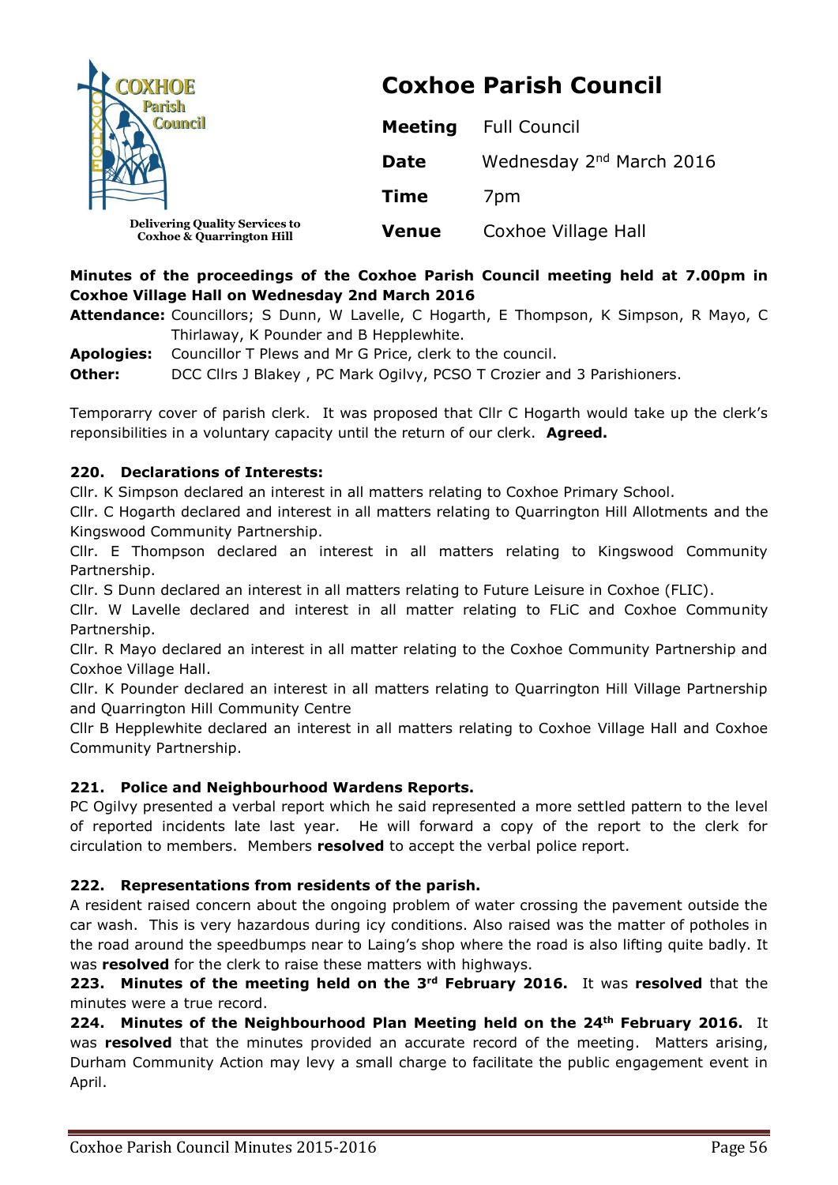**COXHOE Parish Council**

Delivering Quality Services to Coxhoe & Quarrington Hill

# Coxhoe Parish Council

| | |
|---|---|
| **Meeting** | Full Council |
| **Date** | Wednesday 2nd March 2016 |
| **Time** | 7pm |
| **Venue** | Coxhoe Village Hall |

**Minutes of the proceedings of the Coxhoe Parish Council meeting held at 7.00pm in Coxhoe Village Hall on Wednesday 2nd March 2016**

**Attendance:** Councillors; S Dunn, W Lavelle, C Hogarth, E Thompson, K Simpson, R Mayo, C Thirlaway, K Pounder and B Hepplewhite.

**Apologies:** Councillor T Plews and Mr G Price, clerk to the council.

**Other:** DCC Cllrs J Blakey , PC Mark Ogilvy, PCSO T Crozier and 3 Parishioners.

Temporarry cover of parish clerk. It was proposed that Cllr C Hogarth would take up the clerk's reponisibilities in a voluntary capacity until the return of our clerk. **Agreed.**

### 220. Declarations of Interests:

Cllr. K Simpson declared an interest in all matters relating to Coxhoe Primary School.

Cllr. C Hogarth declared and interest in all matters relating to Quarrington Hill Allotments and the Kingswood Community Partnership.

Cllr. E Thompson declared an interest in all matters relating to Kingswood Community Partnership.

Cllr. S Dunn declared an interest in all matters relating to Future Leisure in Coxhoe (FLIC).

Cllr. W Lavelle declared and interest in all matter relating to FLiC and Coxhoe Community Partnership.

Cllr. R Mayo declared an interest in all matter relating to the Coxhoe Community Partnership and Coxhoe Village Hall.

Cllr. K Pounder declared an interest in all matters relating to Quarrington Hill Village Partnership and Quarrington Hill Community Centre

Cllr B Hepplewhite declared an interest in all matters relating to Coxhoe Village Hall and Coxhoe Community Partnership.

### 221. Police and Neighbourhood Wardens Reports.

PC Ogilvy presented a verbal report which he said represented a more settled pattern to the level of reported incidents late last year. He will forward a copy of the report to the clerk for circulation to members. Members **resolved** to accept the verbal police report.

### 222. Representations from residents of the parish.

A resident raised concern about the ongoing problem of water crossing the pavement outside the car wash. This is very hazardous during icy conditions. Also raised was the matter of potholes in the road around the speedbumps near to Laing's shop where the road is also lifting quite badly. It was **resolved** for the clerk to raise these matters with highways.

**223. Minutes of the meeting held on the 3rd February 2016.** It was **resolved** that the minutes were a true record.

**224. Minutes of the Neighbourhood Plan Meeting held on the 24th February 2016.** It was **resolved** that the minutes provided an accurate record of the meeting. Matters arising, Durham Community Action may levy a small charge to facilitate the public engagement event in April.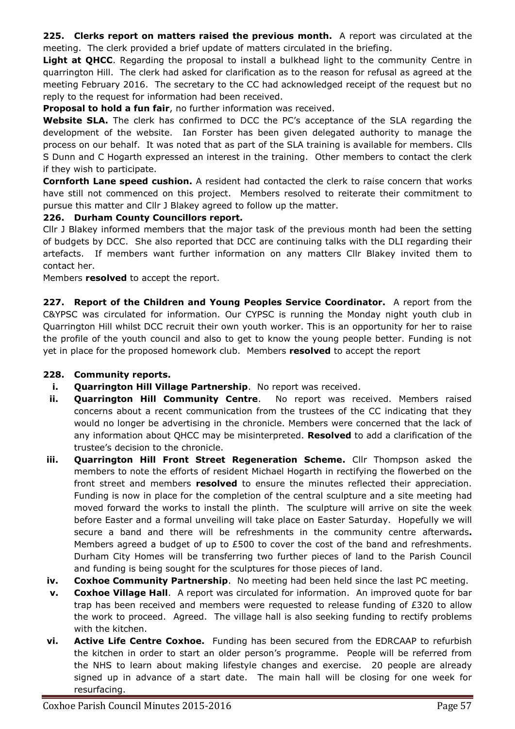**225. Clerks report on matters raised the previous month.** A report was circulated at the meeting. The clerk provided a brief update of matters circulated in the briefing.

**Light at QHCC**. Regarding the proposal to install a bulkhead light to the community Centre in quarrington Hill. The clerk had asked for clarification as to the reason for refusal as agreed at the meeting February 2016. The secretary to the CC had acknowledged receipt of the request but no reply to the request for information had been received.

**Proposal to hold a fun fair**, no further information was received.

**Website SLA.** The clerk has confirmed to DCC the PC's acceptance of the SLA regarding the development of the website. Ian Forster has been given delegated authority to manage the process on our behalf. It was noted that as part of the SLA training is available for members. Clls S Dunn and C Hogarth expressed an interest in the training. Other members to contact the clerk if they wish to participate.

**Cornforth Lane speed cushion.** A resident had contacted the clerk to raise concern that works have still not commenced on this project. Members resolved to reiterate their commitment to pursue this matter and Cllr J Blakey agreed to follow up the matter.

**226. Durham County Councillors report.**

Cllr J Blakey informed members that the major task of the previous month had been the setting of budgets by DCC. She also reported that DCC are continuing talks with the DLI regarding their artefacts. If members want further information on any matters Cllr Blakey invited them to contact her.

Members **resolved** to accept the report.

**227. Report of the Children and Young Peoples Service Coordinator.** A report from the C&YPSC was circulated for information. Our CYPSC is running the Monday night youth club in Quarrington Hill whilst DCC recruit their own youth worker. This is an opportunity for her to raise the profile of the youth council and also to get to know the young people better. Funding is not yet in place for the proposed homework club. Members **resolved** to accept the report

**228. Community reports.**

i. **Quarrington Hill Village Partnership**. No report was received.

ii. **Quarrington Hill Community Centre**. No report was received. Members raised concerns about a recent communication from the trustees of the CC indicating that they would no longer be advertising in the chronicle. Members were concerned that the lack of any information about QHCC may be misinterpreted. **Resolved** to add a clarification of the trustee's decision to the chronicle.

iii. **Quarrington Hill Front Street Regeneration Scheme.** Cllr Thompson asked the members to note the efforts of resident Michael Hogarth in rectifying the flowerbed on the front street and members **resolved** to ensure the minutes reflected their appreciation. Funding is now in place for the completion of the central sculpture and a site meeting had moved forward the works to install the plinth. The sculpture will arrive on site the week before Easter and a formal unveiling will take place on Easter Saturday. Hopefully we will secure a band and there will be refreshments in the community centre afterwards**.** Members agreed a budget of up to £500 to cover the cost of the band and refreshments. Durham City Homes will be transferring two further pieces of land to the Parish Council and funding is being sought for the sculptures for those pieces of land.

iv. **Coxhoe Community Partnership**. No meeting had been held since the last PC meeting.

v. **Coxhoe Village Hall**. A report was circulated for information. An improved quote for bar trap has been received and members were requested to release funding of £320 to allow the work to proceed. Agreed. The village hall is also seeking funding to rectify problems with the kitchen.

vi. **Active Life Centre Coxhoe.** Funding has been secured from the EDRCAAP to refurbish the kitchen in order to start an older person's programme. People will be referred from the NHS to learn about making lifestyle changes and exercise. 20 people are already signed up in advance of a start date. The main hall will be closing for one week for resurfacing.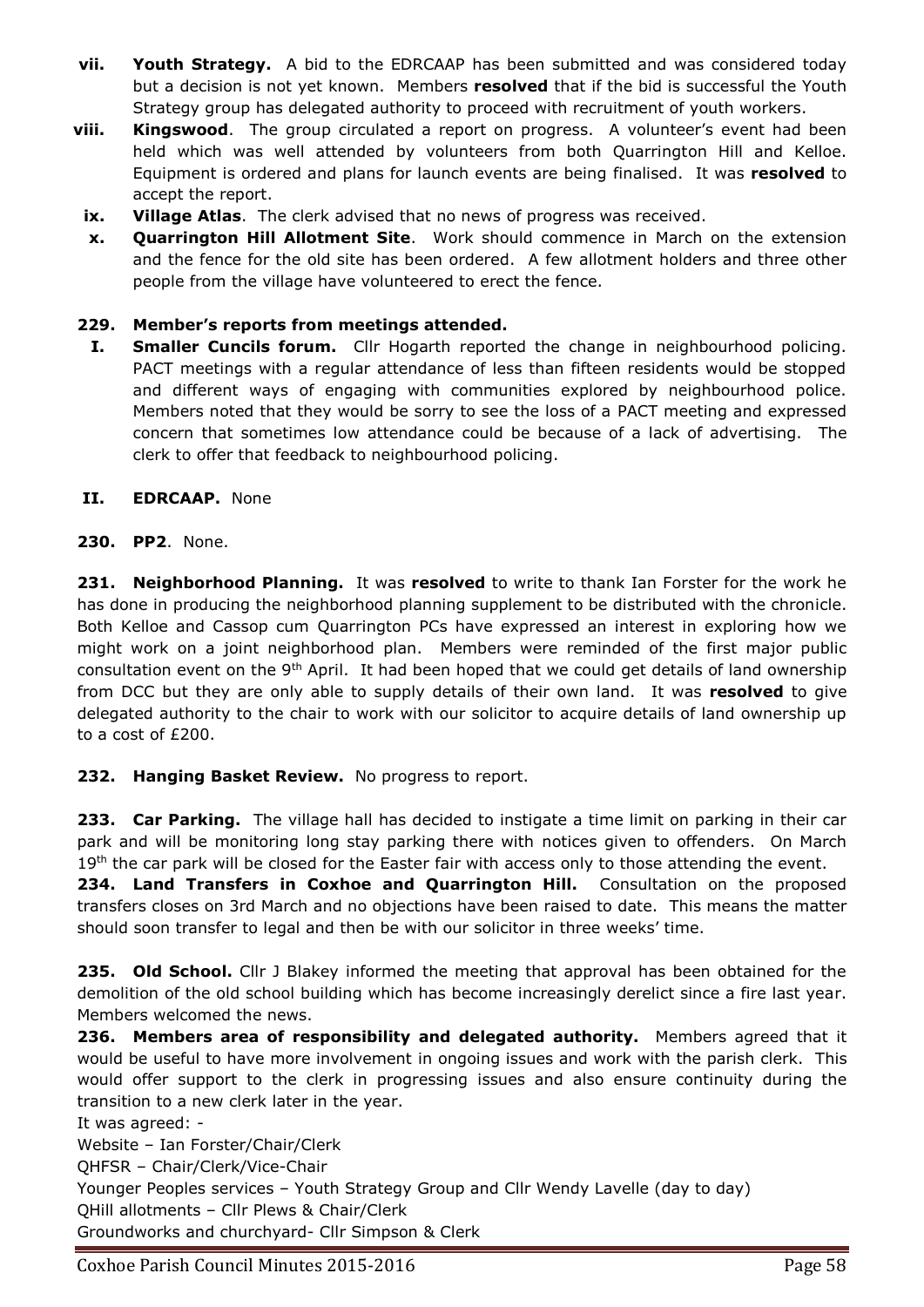- **vii. Youth Strategy.** A bid to the EDRCAAP has been submitted and was considered today but a decision is not yet known. Members **resolved** that if the bid is successful the Youth Strategy group has delegated authority to proceed with recruitment of youth workers.
- **viii. Kingswood**. The group circulated a report on progress. A volunteer's event had been held which was well attended by volunteers from both Quarrington Hill and Kelloe. Equipment is ordered and plans for launch events are being finalised. It was **resolved** to accept the report.
- **ix. Village Atlas**. The clerk advised that no news of progress was received.
- **x. Quarrington Hill Allotment Site**. Work should commence in March on the extension and the fence for the old site has been ordered. A few allotment holders and three other people from the village have volunteered to erect the fence.

**229. Member's reports from meetings attended.**

- **I. Smaller Cuncils forum.** Cllr Hogarth reported the change in neighbourhood policing. PACT meetings with a regular attendance of less than fifteen residents would be stopped and different ways of engaging with communities explored by neighbourhood police. Members noted that they would be sorry to see the loss of a PACT meeting and expressed concern that sometimes low attendance could be because of a lack of advertising. The clerk to offer that feedback to neighbourhood policing.
- **II. EDRCAAP.** None

**230. PP2**. None.

**231. Neighborhood Planning.** It was **resolved** to write to thank Ian Forster for the work he has done in producing the neighborhood planning supplement to be distributed with the chronicle. Both Kelloe and Cassop cum Quarrington PCs have expressed an interest in exploring how we might work on a joint neighborhood plan. Members were reminded of the first major public consultation event on the 9th April. It had been hoped that we could get details of land ownership from DCC but they are only able to supply details of their own land. It was **resolved** to give delegated authority to the chair to work with our solicitor to acquire details of land ownership up to a cost of £200.

**232. Hanging Basket Review.** No progress to report.

**233. Car Parking.** The village hall has decided to instigate a time limit on parking in their car park and will be monitoring long stay parking there with notices given to offenders. On March 19th the car park will be closed for the Easter fair with access only to those attending the event.

**234. Land Transfers in Coxhoe and Quarrington Hill.** Consultation on the proposed transfers closes on 3rd March and no objections have been raised to date. This means the matter should soon transfer to legal and then be with our solicitor in three weeks' time.

**235. Old School.** Cllr J Blakey informed the meeting that approval has been obtained for the demolition of the old school building which has become increasingly derelict since a fire last year. Members welcomed the news.

**236. Members area of responsibility and delegated authority.** Members agreed that it would be useful to have more involvement in ongoing issues and work with the parish clerk. This would offer support to the clerk in progressing issues and also ensure continuity during the transition to a new clerk later in the year.

It was agreed: -

Website – Ian Forster/Chair/Clerk

QHFSR – Chair/Clerk/Vice-Chair

Younger Peoples services – Youth Strategy Group and Cllr Wendy Lavelle (day to day)

QHill allotments – Cllr Plews & Chair/Clerk

Groundworks and churchyard- Cllr Simpson & Clerk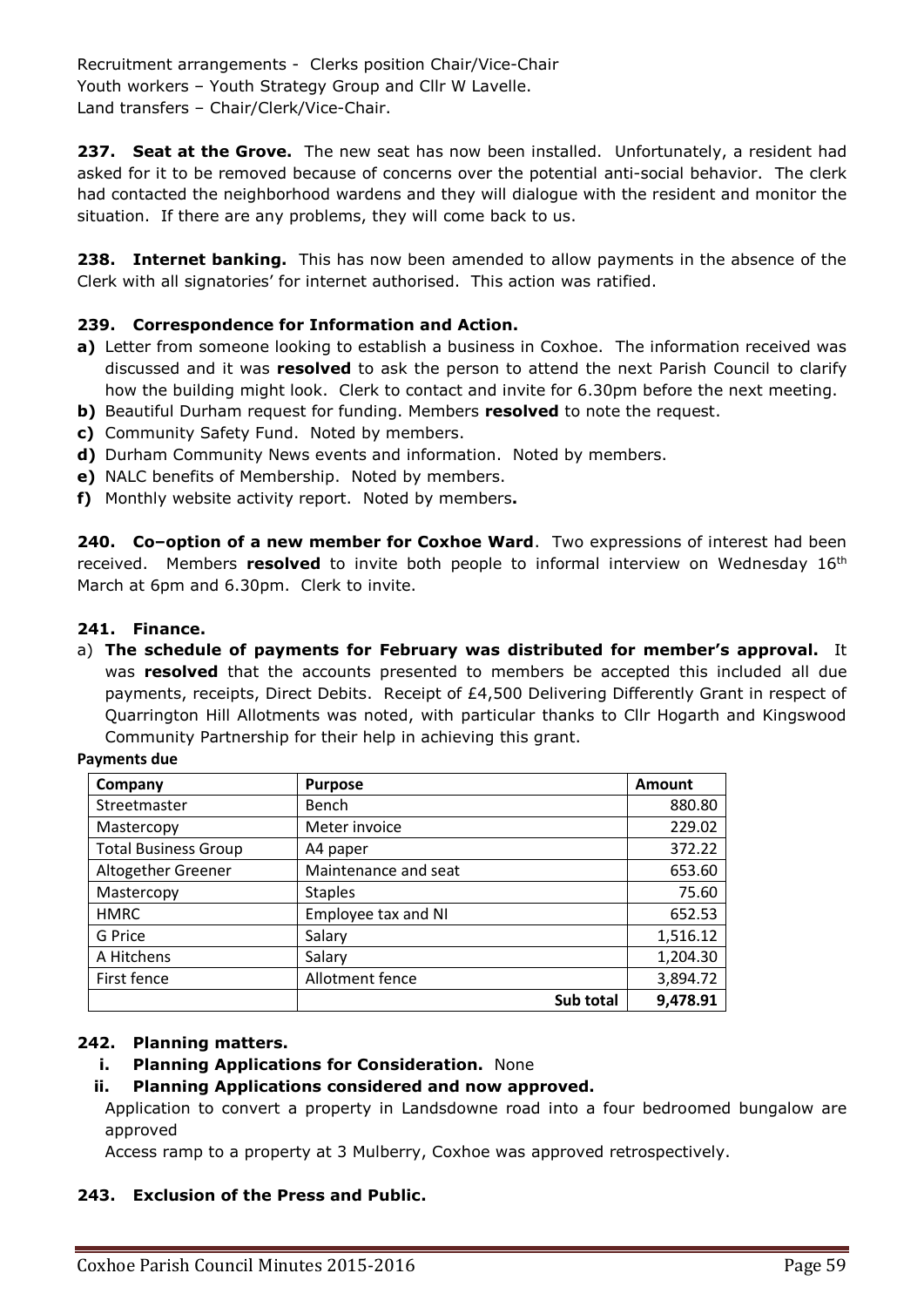Recruitment arrangements - Clerks position Chair/Vice-Chair
Youth workers – Youth Strategy Group and Cllr W Lavelle.
Land transfers – Chair/Clerk/Vice-Chair.

**237. Seat at the Grove.** The new seat has now been installed. Unfortunately, a resident had asked for it to be removed because of concerns over the potential anti-social behavior. The clerk had contacted the neighborhood wardens and they will dialogue with the resident and monitor the situation. If there are any problems, they will come back to us.

**238. Internet banking.** This has now been amended to allow payments in the absence of the Clerk with all signatories' for internet authorised. This action was ratified.

**239. Correspondence for Information and Action.**

- **a)** Letter from someone looking to establish a business in Coxhoe. The information received was discussed and it was **resolved** to ask the person to attend the next Parish Council to clarify how the building might look. Clerk to contact and invite for 6.30pm before the next meeting.
- **b)** Beautiful Durham request for funding. Members **resolved** to note the request.
- **c)** Community Safety Fund. Noted by members.
- **d)** Durham Community News events and information. Noted by members.
- **e)** NALC benefits of Membership. Noted by members.
- **f)** Monthly website activity report. Noted by members**.**

**240. Co–option of a new member for Coxhoe Ward**. Two expressions of interest had been received. Members **resolved** to invite both people to informal interview on Wednesday 16th March at 6pm and 6.30pm. Clerk to invite.

**241. Finance.**

a) **The schedule of payments for February was distributed for member's approval.** It was **resolved** that the accounts presented to members be accepted this included all due payments, receipts, Direct Debits. Receipt of £4,500 Delivering Differently Grant in respect of Quarrington Hill Allotments was noted, with particular thanks to Cllr Hogarth and Kingswood Community Partnership for their help in achieving this grant.

**Payments due**

| Company | Purpose | Amount |
|---|---|---|
| Streetmaster | Bench | 880.80 |
| Mastercopy | Meter invoice | 229.02 |
| Total Business Group | A4 paper | 372.22 |
| Altogether Greener | Maintenance and seat | 653.60 |
| Mastercopy | Staples | 75.60 |
| HMRC | Employee tax and NI | 652.53 |
| G Price | Salary | 1,516.12 |
| A Hitchens | Salary | 1,204.30 |
| First fence | Allotment fence | 3,894.72 |
| | **Sub total** | **9,478.91** |

**242. Planning matters.**

**i. Planning Applications for Consideration.** None

**ii. Planning Applications considered and now approved.**

Application to convert a property in Landsdowne road into a four bedroomed bungalow are approved

Access ramp to a property at 3 Mulberry, Coxhoe was approved retrospectively.

**243. Exclusion of the Press and Public.**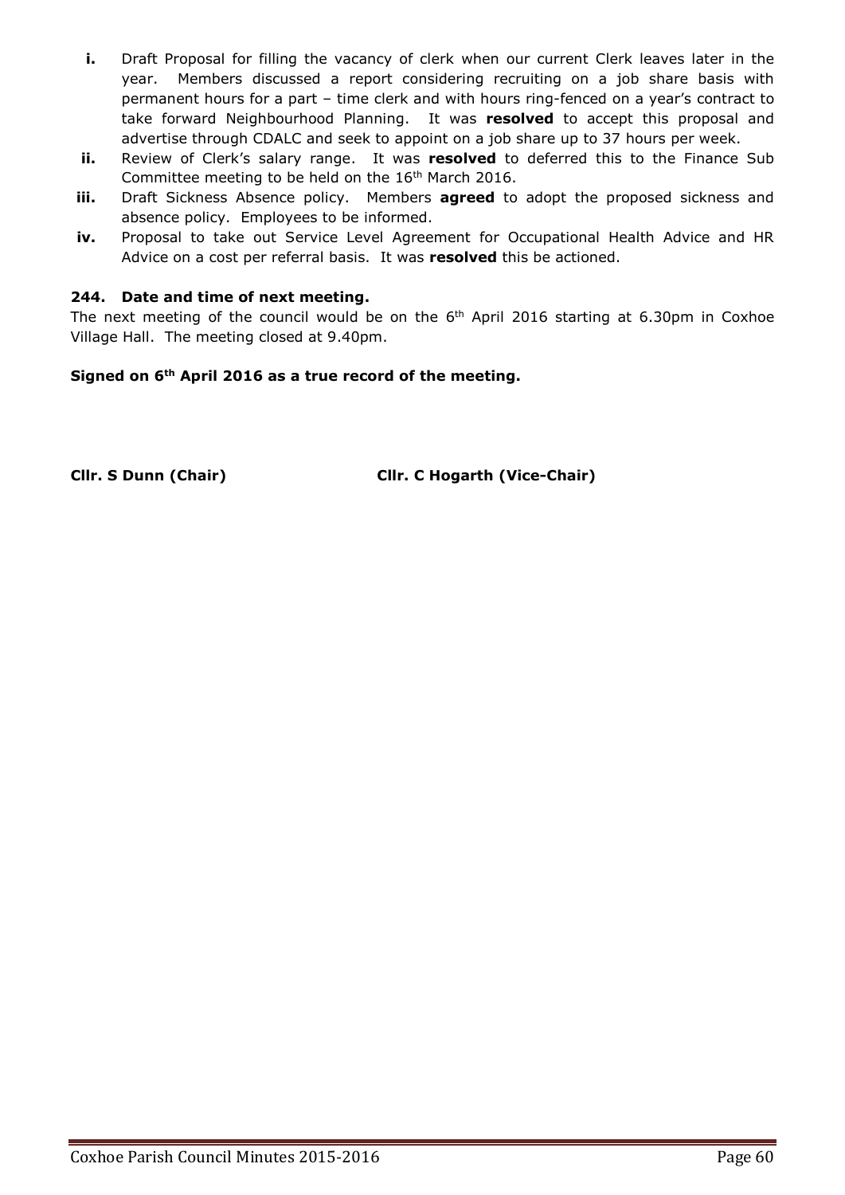- **i.** Draft Proposal for filling the vacancy of clerk when our current Clerk leaves later in the year. Members discussed a report considering recruiting on a job share basis with permanent hours for a part – time clerk and with hours ring-fenced on a year's contract to take forward Neighbourhood Planning. It was **resolved** to accept this proposal and advertise through CDALC and seek to appoint on a job share up to 37 hours per week.
- **ii.** Review of Clerk's salary range. It was **resolved** to deferred this to the Finance Sub Committee meeting to be held on the 16th March 2016.
- **iii.** Draft Sickness Absence policy. Members **agreed** to adopt the proposed sickness and absence policy. Employees to be informed.
- **iv.** Proposal to take out Service Level Agreement for Occupational Health Advice and HR Advice on a cost per referral basis. It was **resolved** this be actioned.

**244. Date and time of next meeting.**

The next meeting of the council would be on the 6th April 2016 starting at 6.30pm in Coxhoe Village Hall. The meeting closed at 9.40pm.

**Signed on 6th April 2016 as a true record of the meeting.**

**Cllr. S Dunn (Chair)** **Cllr. C Hogarth (Vice-Chair)**